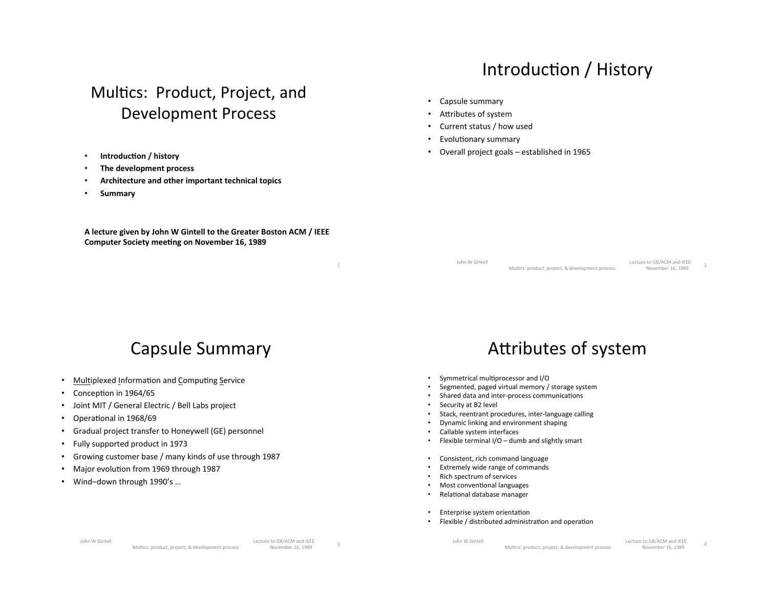# Multics: Product, Project, and Development Process

- **Introduction / history**
- **The development process**
- **Architecture and other important technical topics**
- **Summary**

**A lecture given by John W Gintell to the Greater Boston ACM / IEEE Computer Society meeting on November 16, 1989**

## Introduction / History

- Capsule summary
- Attributes of system
- Current status / how used
- Evolutionary summary
- Overall project goals – established in 1965

## Capsule Summary

- Multiplexed Information and Computing Service
- Conception in 1964/65
- Joint MIT / General Electric / Bell Labs project
- Operational in 1968/69
- Gradual project transfer to Honeywell (GE) personnel
- Fully supported product in 1973
- Growing customer base / many kinds of use through 1987
- Major evolution from 1969 through 1987
- Wind–down through 1990's …

## Attributes of system

- Symmetrical multiprocessor and I/O
- Segmented, paged virtual memory / storage system
- Shared data and inter-process communications
- Security at B2 level
- Stack, reentrant procedures, inter-language calling
- Dynamic linking and environment shaping
- Callable system interfaces
- Flexible terminal I/O – dumb and slightly smart

- Consistent, rich command language
- Extremely wide range of commands
- Rich spectrum of services
- Most conventional languages
- Relational database manager

- Enterprise system orientation
- Flexible / distributed administration and operation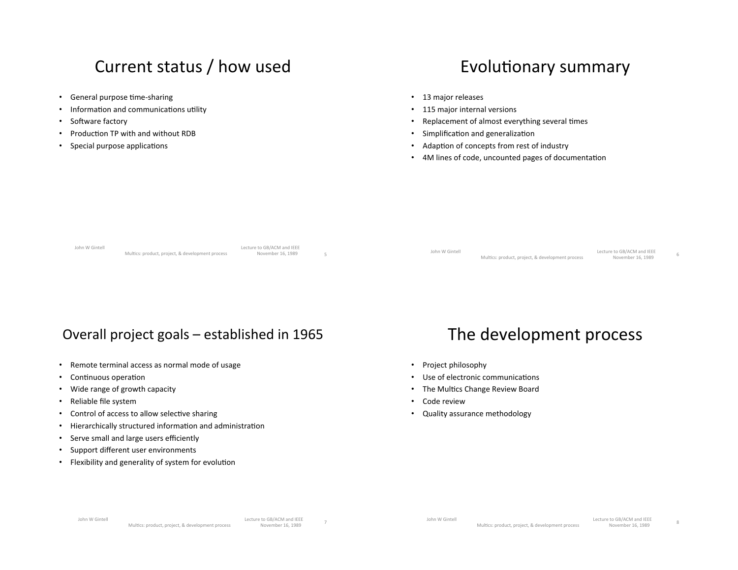## Current status / how used

- General purpose time-sharing
- Information and communications utility
- Software factory
- Production TP with and without RDB
- Special purpose applications

## Evolutionary summary

- 13 major releases
- 115 major internal versions
- Replacement of almost everything several times
- Simplification and generalization
- Adaption of concepts from rest of industry
- 4M lines of code, uncounted pages of documentation

## Overall project goals – established in 1965

- Remote terminal access as normal mode of usage
- Continuous operation
- Wide range of growth capacity
- Reliable file system
- Control of access to allow selective sharing
- Hierarchically structured information and administration
- Serve small and large users efficiently
- Support different user environments
- Flexibility and generality of system for evolution

## The development process

- Project philosophy
- Use of electronic communications
- The Multics Change Review Board
- Code review
- Quality assurance methodology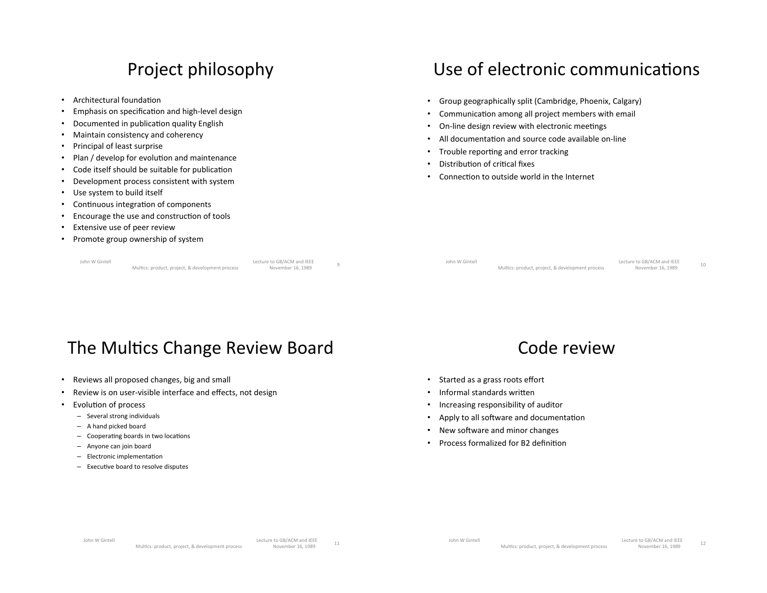## Project philosophy

- Architectural foundation
- Emphasis on specification and high-level design
- Documented in publication quality English
- Maintain consistency and coherency
- Principal of least surprise
- Plan / develop for evolution and maintenance
- Code itself should be suitable for publication
- Development process consistent with system
- Use system to build itself
- Continuous integration of components
- Encourage the use and construction of tools
- Extensive use of peer review
- Promote group ownership of system

## Use of electronic communications

- Group geographically split (Cambridge, Phoenix, Calgary)
- Communication among all project members with email
- On-line design review with electronic meetings
- All documentation and source code available on-line
- Trouble reporting and error tracking
- Distribution of critical fixes
- Connection to outside world in the Internet

## The Multics Change Review Board

- Reviews all proposed changes, big and small
- Review is on user-visible interface and effects, not design
- Evolution of process
  - Several strong individuals
  - A hand picked board
  - Cooperating boards in two locations
  - Anyone can join board
  - Electronic implementation
  - Executive board to resolve disputes

## Code review

- Started as a grass roots effort
- Informal standards written
- Increasing responsibility of auditor
- Apply to all software and documentation
- New software and minor changes
- Process formalized for B2 definition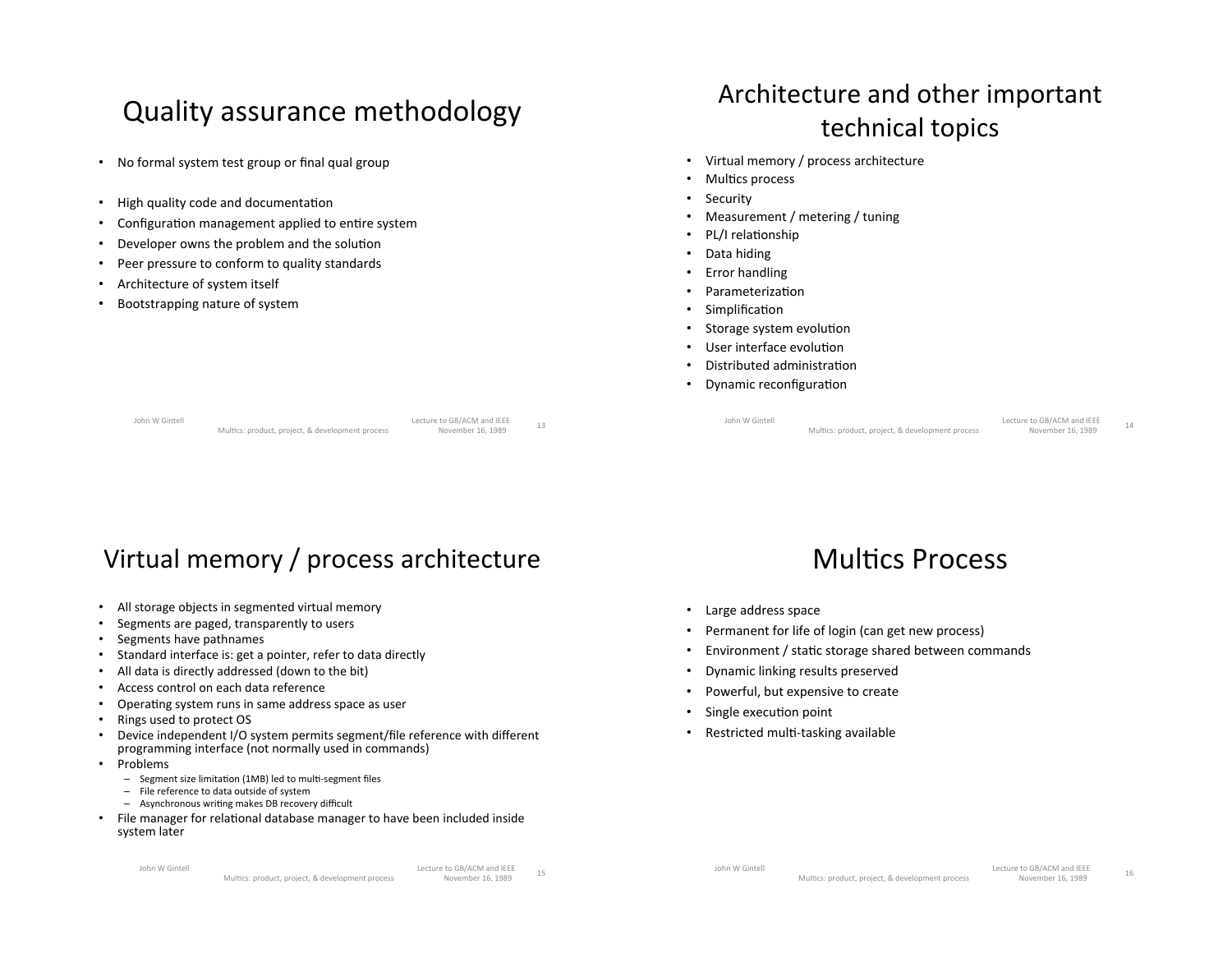## Quality assurance methodology

- No formal system test group or final qual group
- High quality code and documentation
- Configuration management applied to entire system
- Developer owns the problem and the solution
- Peer pressure to conform to quality standards
- Architecture of system itself
- Bootstrapping nature of system

## Architecture and other important technical topics

- Virtual memory / process architecture
- Multics process
- Security
- Measurement / metering / tuning
- PL/I relationship
- Data hiding
- Error handling
- Parameterization
- Simplification
- Storage system evolution
- User interface evolution
- Distributed administration
- Dynamic reconfiguration

## Virtual memory / process architecture

- All storage objects in segmented virtual memory
- Segments are paged, transparently to users
- Segments have pathnames
- Standard interface is: get a pointer, refer to data directly
- All data is directly addressed (down to the bit)
- Access control on each data reference
- Operating system runs in same address space as user
- Rings used to protect OS
- Device independent I/O system permits segment/file reference with different programming interface (not normally used in commands)
- Problems
  - Segment size limitation (1MB) led to multi-segment files
  - File reference to data outside of system
  - Asynchronous writing makes DB recovery difficult
- File manager for relational database manager to have been included inside system later

## Multics Process

- Large address space
- Permanent for life of login (can get new process)
- Environment / static storage shared between commands
- Dynamic linking results preserved
- Powerful, but expensive to create
- Single execution point
- Restricted multi-tasking available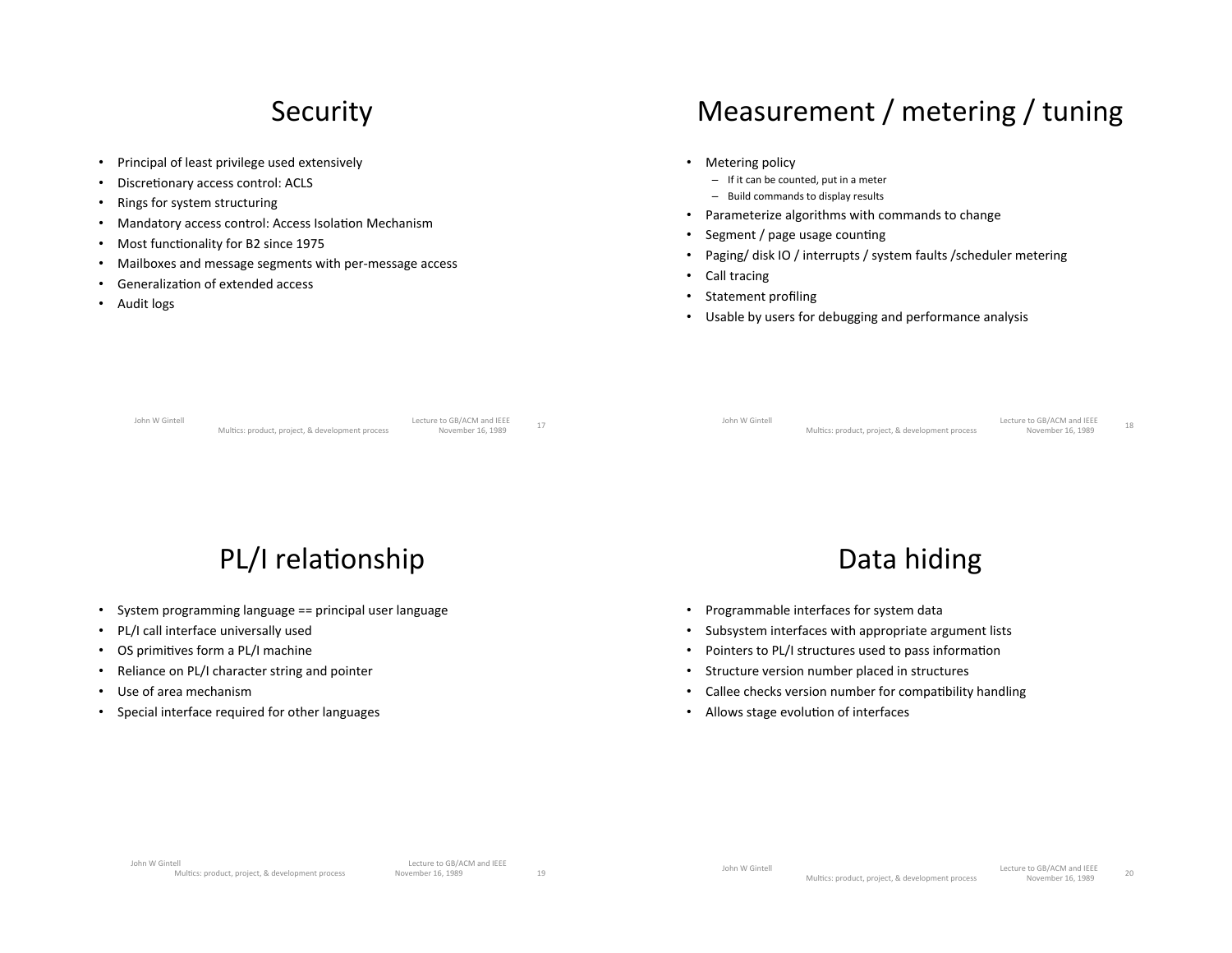# Security

- Principal of least privilege used extensively
- Discretionary access control: ACLS
- Rings for system structuring
- Mandatory access control: Access Isolation Mechanism
- Most functionality for B2 since 1975
- Mailboxes and message segments with per-message access
- Generalization of extended access
- Audit logs

# Measurement / metering / tuning

- Metering policy
  - If it can be counted, put in a meter
  - Build commands to display results
- Parameterize algorithms with commands to change
- Segment / page usage counting
- Paging/ disk IO / interrupts / system faults /scheduler metering
- Call tracing
- Statement profiling
- Usable by users for debugging and performance analysis

# PL/I relationship

- System programming language == principal user language
- PL/I call interface universally used
- OS primitives form a PL/I machine
- Reliance on PL/I character string and pointer
- Use of area mechanism
- Special interface required for other languages

# Data hiding

- Programmable interfaces for system data
- Subsystem interfaces with appropriate argument lists
- Pointers to PL/I structures used to pass information
- Structure version number placed in structures
- Callee checks version number for compatibility handling
- Allows stage evolution of interfaces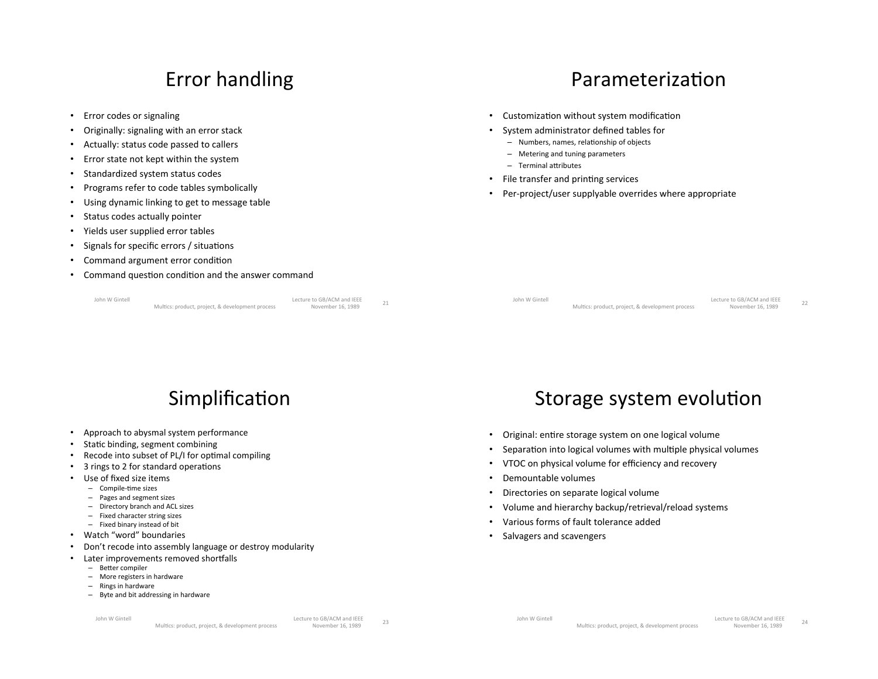## Error handling

- Error codes or signaling
- Originally: signaling with an error stack
- Actually: status code passed to callers
- Error state not kept within the system
- Standardized system status codes
- Programs refer to code tables symbolically
- Using dynamic linking to get to message table
- Status codes actually pointer
- Yields user supplied error tables
- Signals for specific errors / situations
- Command argument error condition
- Command question condition and the answer command

## Parameterization

- Customization without system modification
- System administrator defined tables for
  - Numbers, names, relationship of objects
  - Metering and tuning parameters
  - Terminal attributes
- File transfer and printing services
- Per-project/user supplyable overrides where appropriate

## Simplification

- Approach to abysmal system performance
- Static binding, segment combining
- Recode into subset of PL/I for optimal compiling
- 3 rings to 2 for standard operations
- Use of fixed size items
  - Compile-time sizes
  - Pages and segment sizes
  - Directory branch and ACL sizes
  - Fixed character string sizes
  - Fixed binary instead of bit
- Watch "word" boundaries
- Don't recode into assembly language or destroy modularity
- Later improvements removed shortfalls
  - Better compiler
  - More registers in hardware
  - Rings in hardware
  - Byte and bit addressing in hardware

## Storage system evolution

- Original: entire storage system on one logical volume
- Separation into logical volumes with multiple physical volumes
- VTOC on physical volume for efficiency and recovery
- Demountable volumes
- Directories on separate logical volume
- Volume and hierarchy backup/retrieval/reload systems
- Various forms of fault tolerance added
- Salvagers and scavengers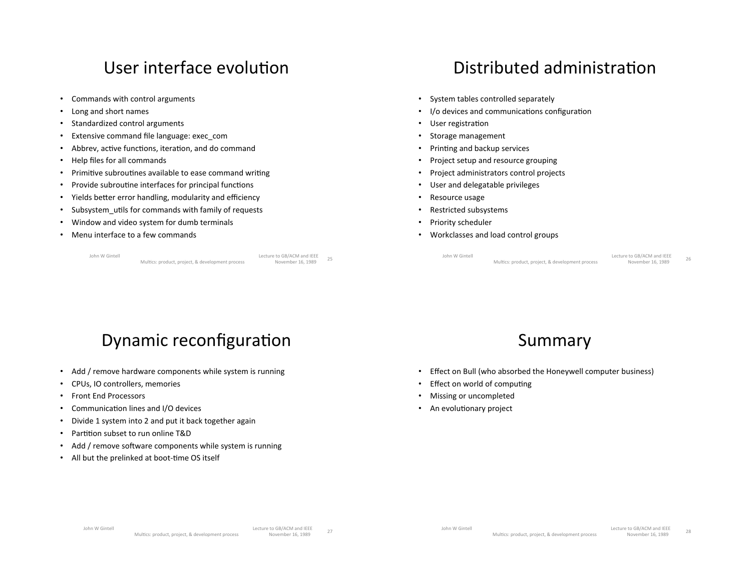## User interface evolution

- Commands with control arguments
- Long and short names
- Standardized control arguments
- Extensive command file language: exec_com
- Abbrev, active functions, iteration, and do command
- Help files for all commands
- Primitive subroutines available to ease command writing
- Provide subroutine interfaces for principal functions
- Yields better error handling, modularity and efficiency
- Subsystem_utils for commands with family of requests
- Window and video system for dumb terminals
- Menu interface to a few commands

## Distributed administration

- System tables controlled separately
- I/o devices and communications configuration
- User registration
- Storage management
- Printing and backup services
- Project setup and resource grouping
- Project administrators control projects
- User and delegatable privileges
- Resource usage
- Restricted subsystems
- Priority scheduler
- Workclasses and load control groups

## Dynamic reconfiguration

- Add / remove hardware components while system is running
- CPUs, IO controllers, memories
- Front End Processors
- Communication lines and I/O devices
- Divide 1 system into 2 and put it back together again
- Partition subset to run online T&D
- Add / remove software components while system is running
- All but the prelinked at boot-time OS itself

## Summary

- Effect on Bull (who absorbed the Honeywell computer business)
- Effect on world of computing
- Missing or uncompleted
- An evolutionary project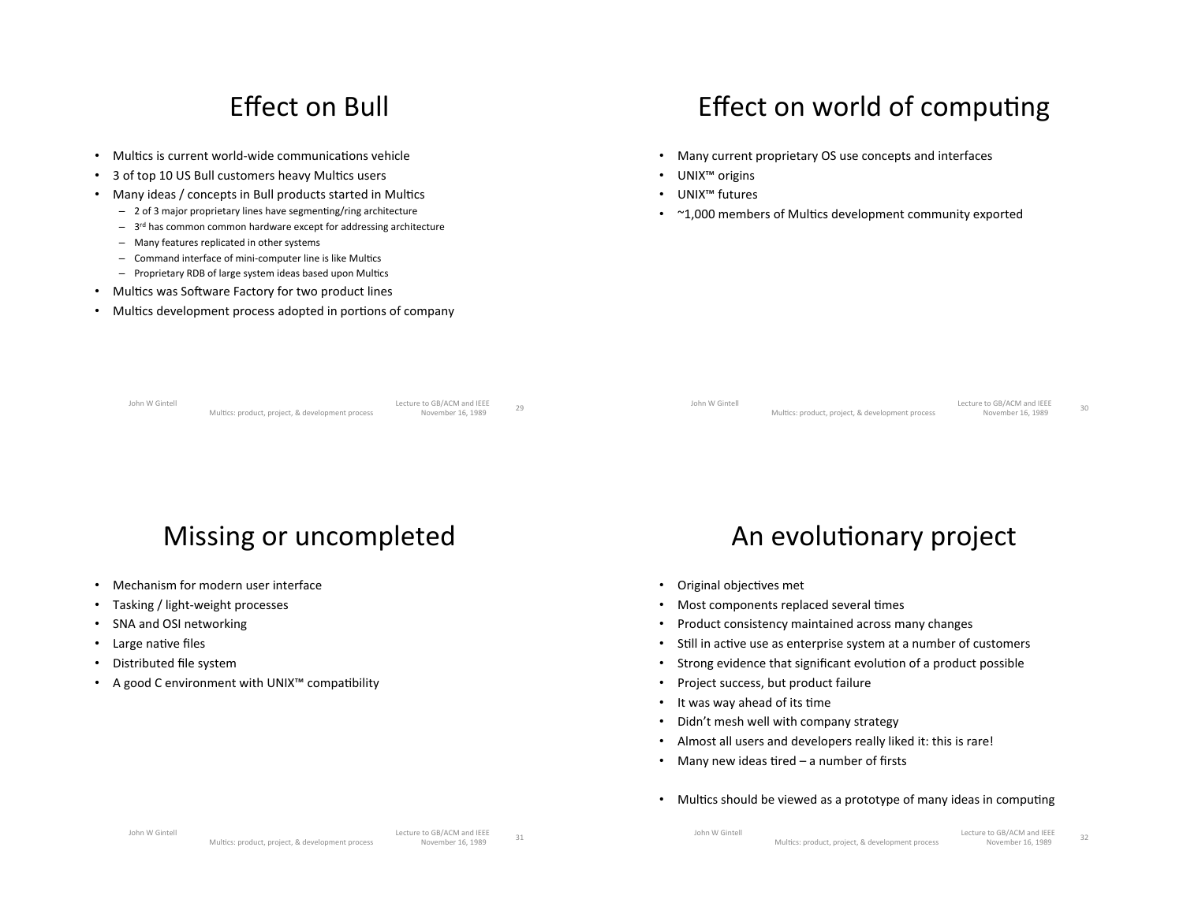## Effect on Bull

- Multics is current world-wide communications vehicle
- 3 of top 10 US Bull customers heavy Multics users
- Many ideas / concepts in Bull products started in Multics
  - 2 of 3 major proprietary lines have segmenting/ring architecture
  - 3rd has common common hardware except for addressing architecture
  - Many features replicated in other systems
  - Command interface of mini-computer line is like Multics
  - Proprietary RDB of large system ideas based upon Multics
- Multics was Software Factory for two product lines
- Multics development process adopted in portions of company

## Effect on world of computing

- Many current proprietary OS use concepts and interfaces
- UNIX™ origins
- UNIX™ futures
- ~1,000 members of Multics development community exported

## Missing or uncompleted

- Mechanism for modern user interface
- Tasking / light-weight processes
- SNA and OSI networking
- Large native files
- Distributed file system
- A good C environment with UNIX™ compatibility

## An evolutionary project

- Original objectives met
- Most components replaced several times
- Product consistency maintained across many changes
- Still in active use as enterprise system at a number of customers
- Strong evidence that significant evolution of a product possible
- Project success, but product failure
- It was way ahead of its time
- Didn't mesh well with company strategy
- Almost all users and developers really liked it: this is rare!
- Many new ideas tired – a number of firsts

- Multics should be viewed as a prototype of many ideas in computing